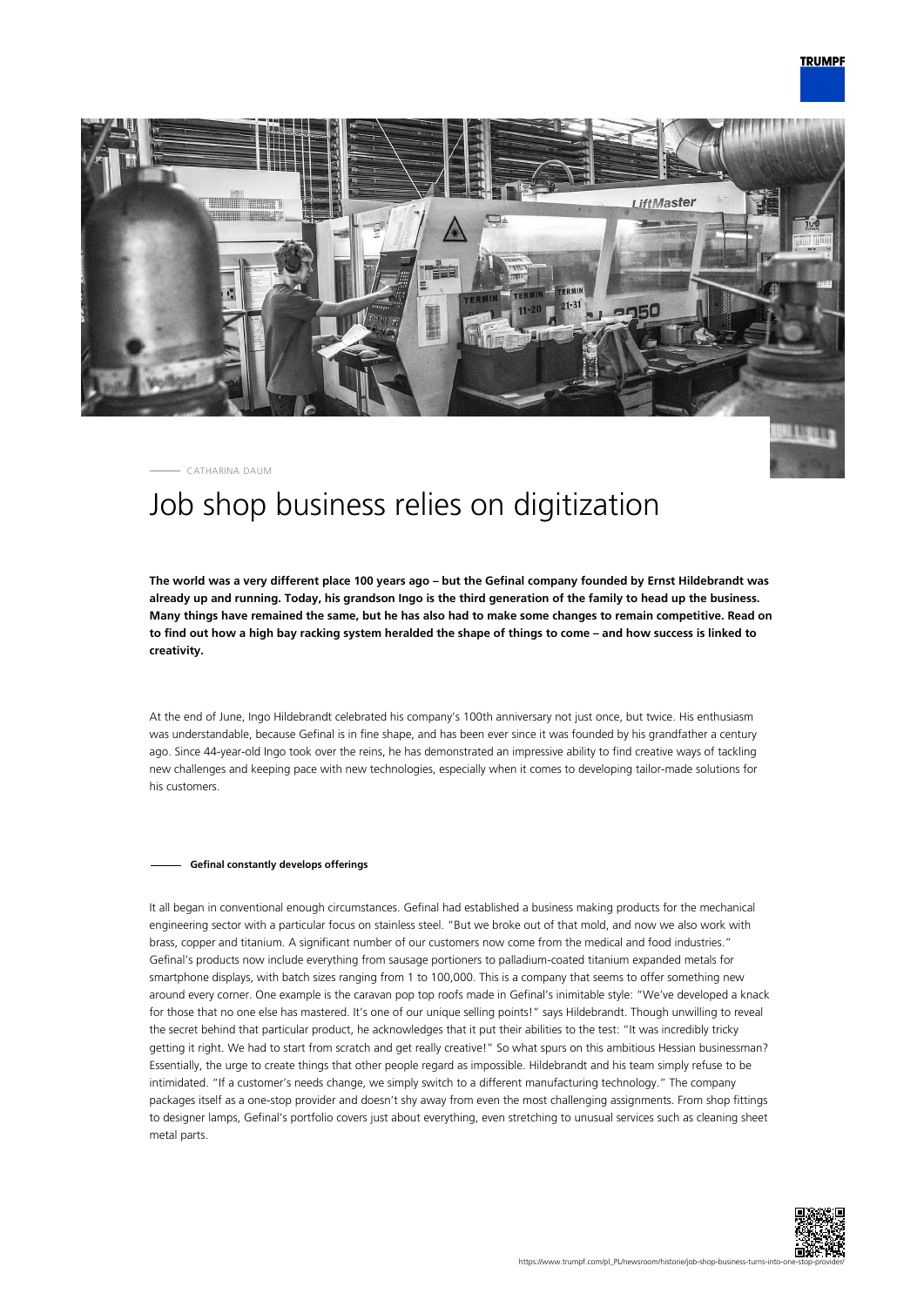CATHARINA DAUM

# Job shop business relies on digitization

**The world was a very different place 100 years ago – but the Gefinal company founded by Ernst Hildebrandt was already up and running. Today, his grandson Ingo is the third generation of the family to head up the business. Many things have remained the same, but he has also had to make some changes to remain competitive. Read on to find out how a high bay racking system heralded the shape of things to come – and how success is linked to creativity.**

At the end of June, Ingo Hildebrandt celebrated his company's 100th anniversary not just once, but twice. His enthusiasm was understandable, because Gefinal is in fine shape, and has been ever since it was founded by his grandfather a century ago. Since 44-year-old Ingo took over the reins, he has demonstrated an impressive ability to find creative ways of tackling new challenges and keeping pace with new technologies, especially when it comes to developing tailor-made solutions for his customers.

#### Gefinal constantly develops offerings

It all began in conventional enough circumstances. Gefinal had established a business making products for the mechanical engineering sector with a particular focus on stainless steel. "But we broke out of that mold, and now we also work with brass, copper and titanium. A significant number of our customers now come from the medical and food industries." Gefinal's products now include everything from sausage portioners to palladium-coated titanium expanded metals for smartphone displays, with batch sizes ranging from 1 to 100,000. This is a company that seems to offer something new around every corner. One example is the caravan pop top roofs made in Gefinal's inimitable style: "We've developed a knack for those that no one else has mastered. It's one of our unique selling points!" says Hildebrandt. Though unwilling to reveal the secret behind that particular product, he acknowledges that it put their abilities to the test: "It was incredibly tricky getting it right. We had to start from scratch and get really creative!" So what spurs on this ambitious Hessian businessman? Essentially, the urge to create things that other people regard as impossible. Hildebrandt and his team simply refuse to be intimidated. "If a customer's needs change, we simply switch to a different manufacturing technology." The company packages itself as a one-stop provider and doesn't shy away from even the most challenging assignments. From shop fittings to designer lamps, Gefinal's portfolio covers just about everything, even stretching to unusual services such as cleaning sheet metal parts.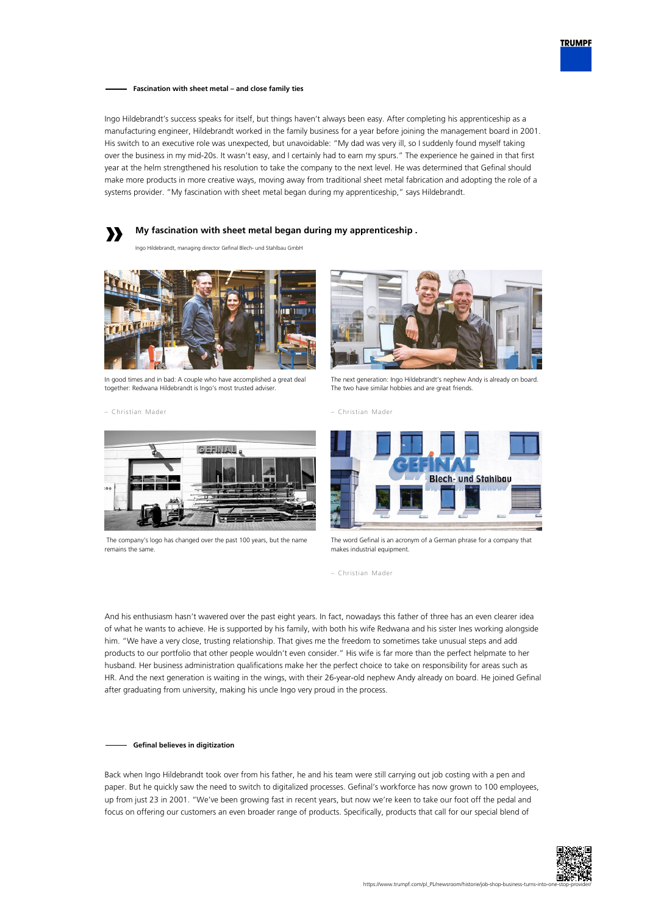## Fascination with sheet metal – and close family ties

Ingo Hildebrandt's success speaks for itself, but things haven't always been easy. After completing his apprenticeship as a manufacturing engineer, Hildebrandt worked in the family business for a year before joining the management board in 2001. His switch to an executive role was unexpected, but unavoidable: "My dad was very ill, so I suddenly found myself taking over the business in my mid-20s. It wasn't easy, and I certainly had to earn my spurs." The experience he gained in that first year at the helm strengthened his resolution to take the company to the next level. He was determined that Gefinal should make more products in more creative ways, moving away from traditional sheet metal fabrication and adopting the role of a systems provider. "My fascination with sheet metal began during my apprenticeship," says Hildebrandt.

> **My fascination with sheet metal began during my apprenticeship .**
>
> Ingo Hildebrandt, managing director Gefinal Blech- und Stahlbau GmbH

In good times and in bad: A couple who have accomplished a great deal together: Redwana Hildebrandt is Ingo's most trusted adviser.

– Christian Mader

The next generation: Ingo Hildebrandt's nephew Andy is already on board. The two have similar hobbies and are great friends.

– Christian Mader

The company's logo has changed over the past 100 years, but the name remains the same.

The word Gefinal is an acronym of a German phrase for a company that makes industrial equipment.

– Christian Mader

And his enthusiasm hasn't wavered over the past eight years. In fact, nowadays this father of three has an even clearer idea of what he wants to achieve. He is supported by his family, with both his wife Redwana and his sister Ines working alongside him. "We have a very close, trusting relationship. That gives me the freedom to sometimes take unusual steps and add products to our portfolio that other people wouldn't even consider." His wife is far more than the perfect helpmate to her husband. Her business administration qualifications make her the perfect choice to take on responsibility for areas such as HR. And the next generation is waiting in the wings, with their 26-year-old nephew Andy already on board. He joined Gefinal after graduating from university, making his uncle Ingo very proud in the process.

## Gefinal believes in digitization

Back when Ingo Hildebrandt took over from his father, he and his team were still carrying out job costing with a pen and paper. But he quickly saw the need to switch to digitalized processes. Gefinal's workforce has now grown to 100 employees, up from just 23 in 2001. "We've been growing fast in recent years, but now we're keen to take our foot off the pedal and focus on offering our customers an even broader range of products. Specifically, products that call for our special blend of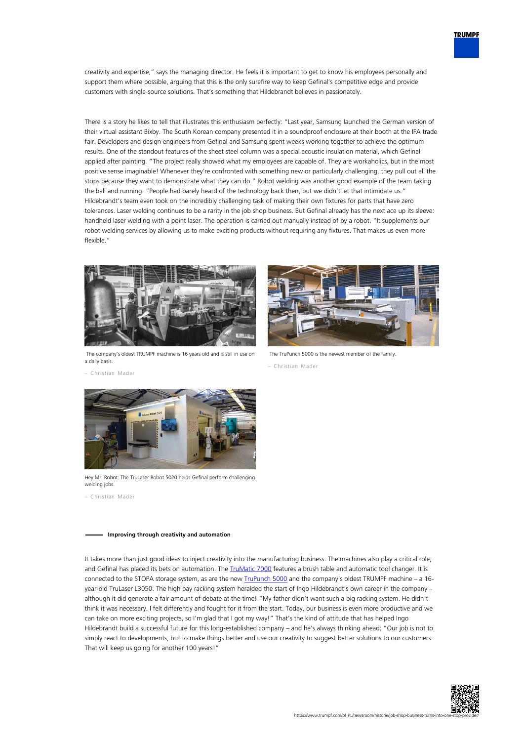creativity and expertise," says the managing director. He feels it is important to get to know his employees personally and support them where possible, arguing that this is the only surefire way to keep Gefinal's competitive edge and provide customers with single-source solutions. That's something that Hildebrandt believes in passionately.

There is a story he likes to tell that illustrates this enthusiasm perfectly: "Last year, Samsung launched the German version of their virtual assistant Bixby. The South Korean company presented it in a soundproof enclosure at their booth at the IFA trade fair. Developers and design engineers from Gefinal and Samsung spent weeks working together to achieve the optimum results. One of the standout features of the sheet steel column was a special acoustic insulation material, which Gefinal applied after painting. "The project really showed what my employees are capable of. They are workaholics, but in the most positive sense imaginable! Whenever they're confronted with something new or particularly challenging, they pull out all the stops because they want to demonstrate what they can do." Robot welding was another good example of the team taking the ball and running: "People had barely heard of the technology back then, but we didn't let that intimidate us." Hildebrandt's team even took on the incredibly challenging task of making their own fixtures for parts that have zero tolerances. Laser welding continues to be a rarity in the job shop business. But Gefinal already has the next ace up its sleeve: handheld laser welding with a point laser. The operation is carried out manually instead of by a robot. "It supplements our robot welding services by allowing us to make exciting products without requiring any fixtures. That makes us even more flexible."

The company's oldest TRUMPF machine is 16 years old and is still in use on a daily basis.

– Christian Mader

The TruPunch 5000 is the newest member of the family.

– Christian Mader

Hey Mr. Robot: The TruLaser Robot 5020 helps Gefinal perform challenging welding jobs.

– Christian Mader

### Improving through creativity and automation

It takes more than just good ideas to inject creativity into the manufacturing business. The machines also play a critical role, and Gefinal has placed its bets on automation. The TruMatic 7000 features a brush table and automatic tool changer. It is connected to the STOPA storage system, as are the new TruPunch 5000 and the company's oldest TRUMPF machine – a 16-year-old TruLaser L3050. The high bay racking system heralded the start of Ingo Hildebrandt's own career in the company – although it did generate a fair amount of debate at the time! "My father didn't want such a big racking system. He didn't think it was necessary. I felt differently and fought for it from the start. Today, our business is even more productive and we can take on more exciting projects, so I'm glad that I got my way!" That's the kind of attitude that has helped Ingo Hildebrandt build a successful future for this long-established company – and he's always thinking ahead: "Our job is not to simply react to developments, but to make things better and use our creativity to suggest better solutions to our customers. That will keep us going for another 100 years!"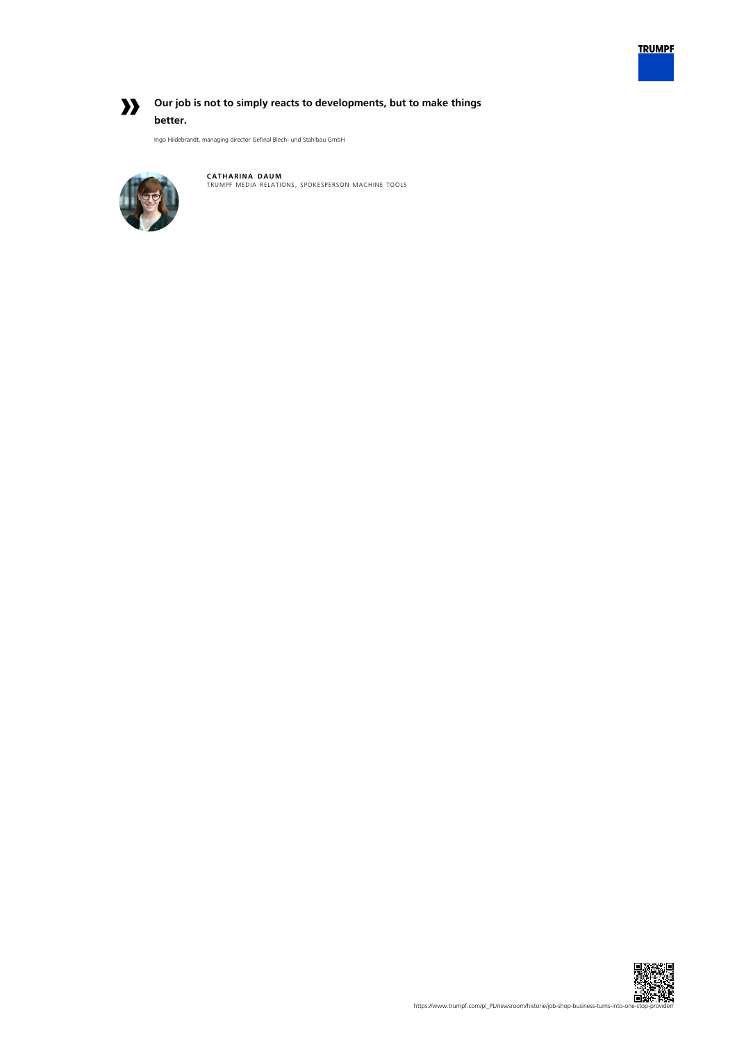» **Our job is not to simply reacts to developments, but to make things better.**

Ingo Hildebrandt, managing director Gefinal Blech- und Stahlbau GmbH

**CATHARINA DAUM**
TRUMPF MEDIA RELATIONS, SPOKESPERSON MACHINE TOOLS

https://www.trumpf.com/pl_PL/newsroom/historie/job-shop-business-turns-into-one-stop-provider/